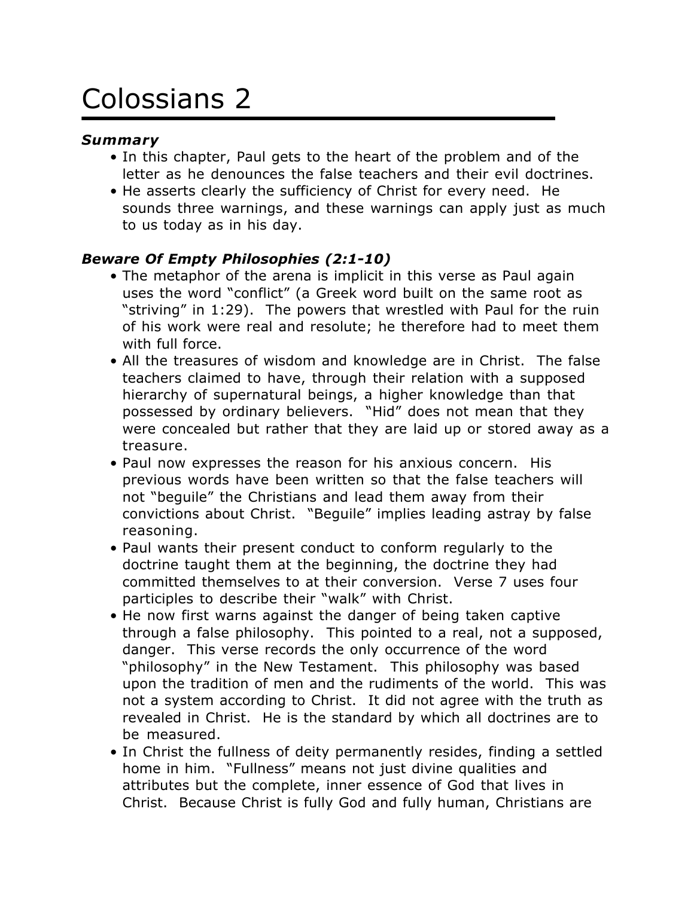# Colossians 2

### *Summary*

- In this chapter, Paul gets to the heart of the problem and of the letter as he denounces the false teachers and their evil doctrines.
- He asserts clearly the sufficiency of Christ for every need. He sounds three warnings, and these warnings can apply just as much to us today as in his day.

### *Beware Of Empty Philosophies (2:1-10)*

- The metaphor of the arena is implicit in this verse as Paul again uses the word "conflict" (a Greek word built on the same root as "striving" in 1:29). The powers that wrestled with Paul for the ruin of his work were real and resolute; he therefore had to meet them with full force.
- All the treasures of wisdom and knowledge are in Christ. The false teachers claimed to have, through their relation with a supposed hierarchy of supernatural beings, a higher knowledge than that possessed by ordinary believers. "Hid" does not mean that they were concealed but rather that they are laid up or stored away as a treasure.
- Paul now expresses the reason for his anxious concern. His previous words have been written so that the false teachers will not "beguile" the Christians and lead them away from their convictions about Christ. "Beguile" implies leading astray by false reasoning.
- Paul wants their present conduct to conform regularly to the doctrine taught them at the beginning, the doctrine they had committed themselves to at their conversion. Verse 7 uses four participles to describe their "walk" with Christ.
- He now first warns against the danger of being taken captive through a false philosophy. This pointed to a real, not a supposed, danger. This verse records the only occurrence of the word "philosophy" in the New Testament. This philosophy was based upon the tradition of men and the rudiments of the world. This was not a system according to Christ. It did not agree with the truth as revealed in Christ. He is the standard by which all doctrines are to be measured.
- In Christ the fullness of deity permanently resides, finding a settled home in him. "Fullness" means not just divine qualities and attributes but the complete, inner essence of God that lives in Christ. Because Christ is fully God and fully human, Christians are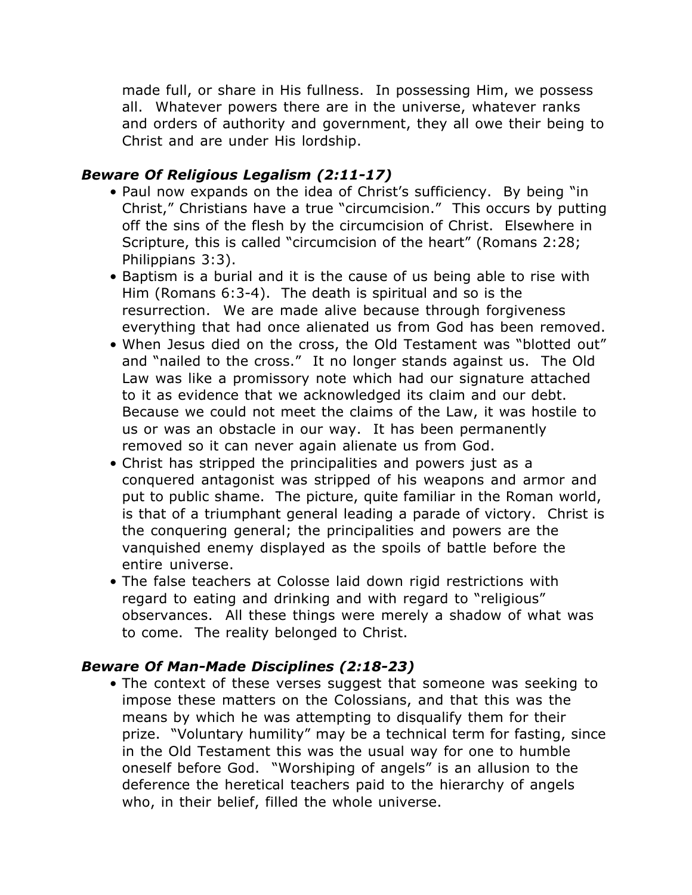made full, or share in His fullness. In possessing Him, we possess all. Whatever powers there are in the universe, whatever ranks and orders of authority and government, they all owe their being to Christ and are under His lordship.

***Beware Of Religious Legalism (2:11-17)***

- Paul now expands on the idea of Christ's sufficiency. By being "in Christ," Christians have a true "circumcision." This occurs by putting off the sins of the flesh by the circumcision of Christ. Elsewhere in Scripture, this is called "circumcision of the heart" (Romans 2:28; Philippians 3:3).
- Baptism is a burial and it is the cause of us being able to rise with Him (Romans 6:3-4). The death is spiritual and so is the resurrection. We are made alive because through forgiveness everything that had once alienated us from God has been removed.
- When Jesus died on the cross, the Old Testament was "blotted out" and "nailed to the cross." It no longer stands against us. The Old Law was like a promissory note which had our signature attached to it as evidence that we acknowledged its claim and our debt. Because we could not meet the claims of the Law, it was hostile to us or was an obstacle in our way. It has been permanently removed so it can never again alienate us from God.
- Christ has stripped the principalities and powers just as a conquered antagonist was stripped of his weapons and armor and put to public shame. The picture, quite familiar in the Roman world, is that of a triumphant general leading a parade of victory. Christ is the conquering general; the principalities and powers are the vanquished enemy displayed as the spoils of battle before the entire universe.
- The false teachers at Colosse laid down rigid restrictions with regard to eating and drinking and with regard to "religious" observances. All these things were merely a shadow of what was to come. The reality belonged to Christ.

***Beware Of Man-Made Disciplines (2:18-23)***

- The context of these verses suggest that someone was seeking to impose these matters on the Colossians, and that this was the means by which he was attempting to disqualify them for their prize. "Voluntary humility" may be a technical term for fasting, since in the Old Testament this was the usual way for one to humble oneself before God. "Worshiping of angels" is an allusion to the deference the heretical teachers paid to the hierarchy of angels who, in their belief, filled the whole universe.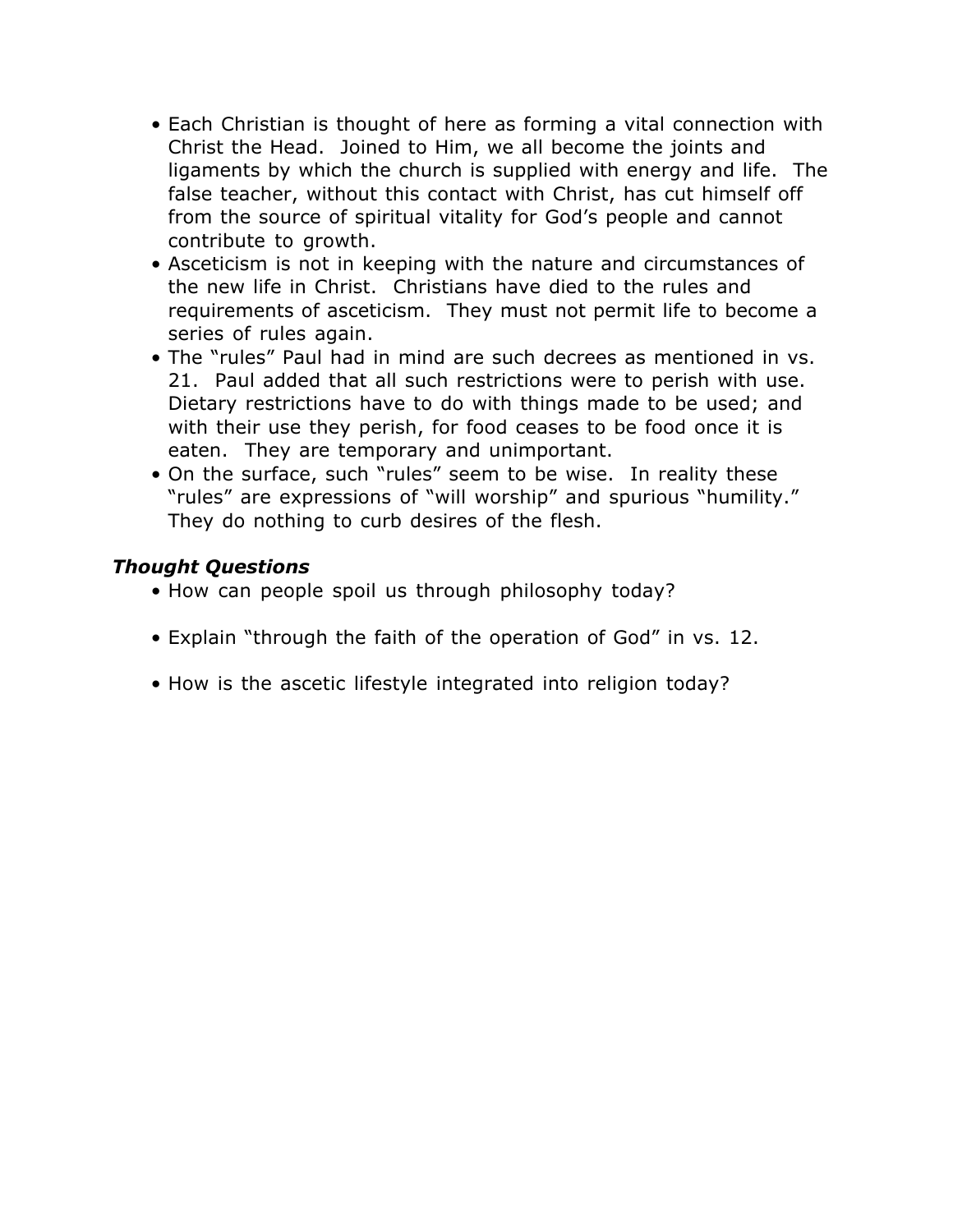- Each Christian is thought of here as forming a vital connection with Christ the Head. Joined to Him, we all become the joints and ligaments by which the church is supplied with energy and life. The false teacher, without this contact with Christ, has cut himself off from the source of spiritual vitality for God's people and cannot contribute to growth.
- Asceticism is not in keeping with the nature and circumstances of the new life in Christ. Christians have died to the rules and requirements of asceticism. They must not permit life to become a series of rules again.
- The "rules" Paul had in mind are such decrees as mentioned in vs. 21. Paul added that all such restrictions were to perish with use. Dietary restrictions have to do with things made to be used; and with their use they perish, for food ceases to be food once it is eaten. They are temporary and unimportant.
- On the surface, such "rules" seem to be wise. In reality these "rules" are expressions of "will worship" and spurious "humility." They do nothing to curb desires of the flesh.

***Thought Questions***

- How can people spoil us through philosophy today?
- Explain "through the faith of the operation of God" in vs. 12.
- How is the ascetic lifestyle integrated into religion today?